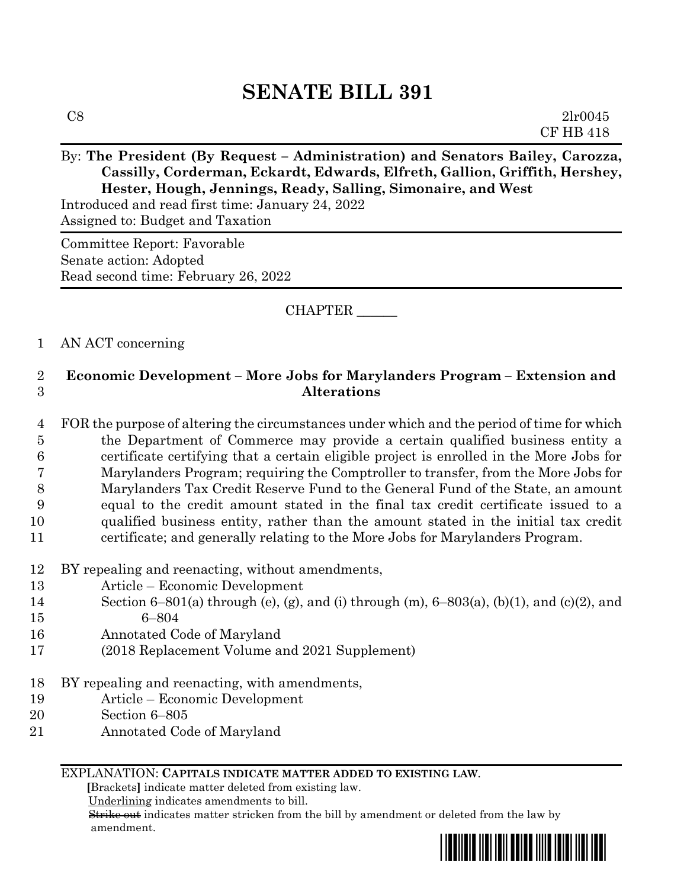# SENATE BILL 391

C8 2lr0045
CF HB 418

By: **The President (By Request – Administration) and Senators Bailey, Carozza, Cassilly, Corderman, Eckardt, Edwards, Elfreth, Gallion, Griffith, Hershey, Hester, Hough, Jennings, Ready, Salling, Simonaire, and West**

Introduced and read first time: January 24, 2022
Assigned to: Budget and Taxation

Committee Report: Favorable
Senate action: Adopted
Read second time: February 26, 2022

CHAPTER ______

1 AN ACT concerning

2 **Economic Development – More Jobs for Marylanders Program – Extension and**
3 **Alterations**

4 FOR the purpose of altering the circumstances under which and the period of time for which
5 the Department of Commerce may provide a certain qualified business entity a
6 certificate certifying that a certain eligible project is enrolled in the More Jobs for
7 Marylanders Program; requiring the Comptroller to transfer, from the More Jobs for
8 Marylanders Tax Credit Reserve Fund to the General Fund of the State, an amount
9 equal to the credit amount stated in the final tax credit certificate issued to a
10 qualified business entity, rather than the amount stated in the initial tax credit
11 certificate; and generally relating to the More Jobs for Marylanders Program.

12 BY repealing and reenacting, without amendments,
13 Article – Economic Development
14 Section 6–801(a) through (e), (g), and (i) through (m), 6–803(a), (b)(1), and (c)(2), and
15 6–804
16 Annotated Code of Maryland
17 (2018 Replacement Volume and 2021 Supplement)

18 BY repealing and reenacting, with amendments,
19 Article – Economic Development
20 Section 6–805
21 Annotated Code of Maryland

EXPLANATION: **CAPITALS INDICATE MATTER ADDED TO EXISTING LAW.**
**[**Brackets**]** indicate matter deleted from existing law.
Underlining indicates amendments to bill.
~~Strike out~~ indicates matter stricken from the bill by amendment or deleted from the law by amendment.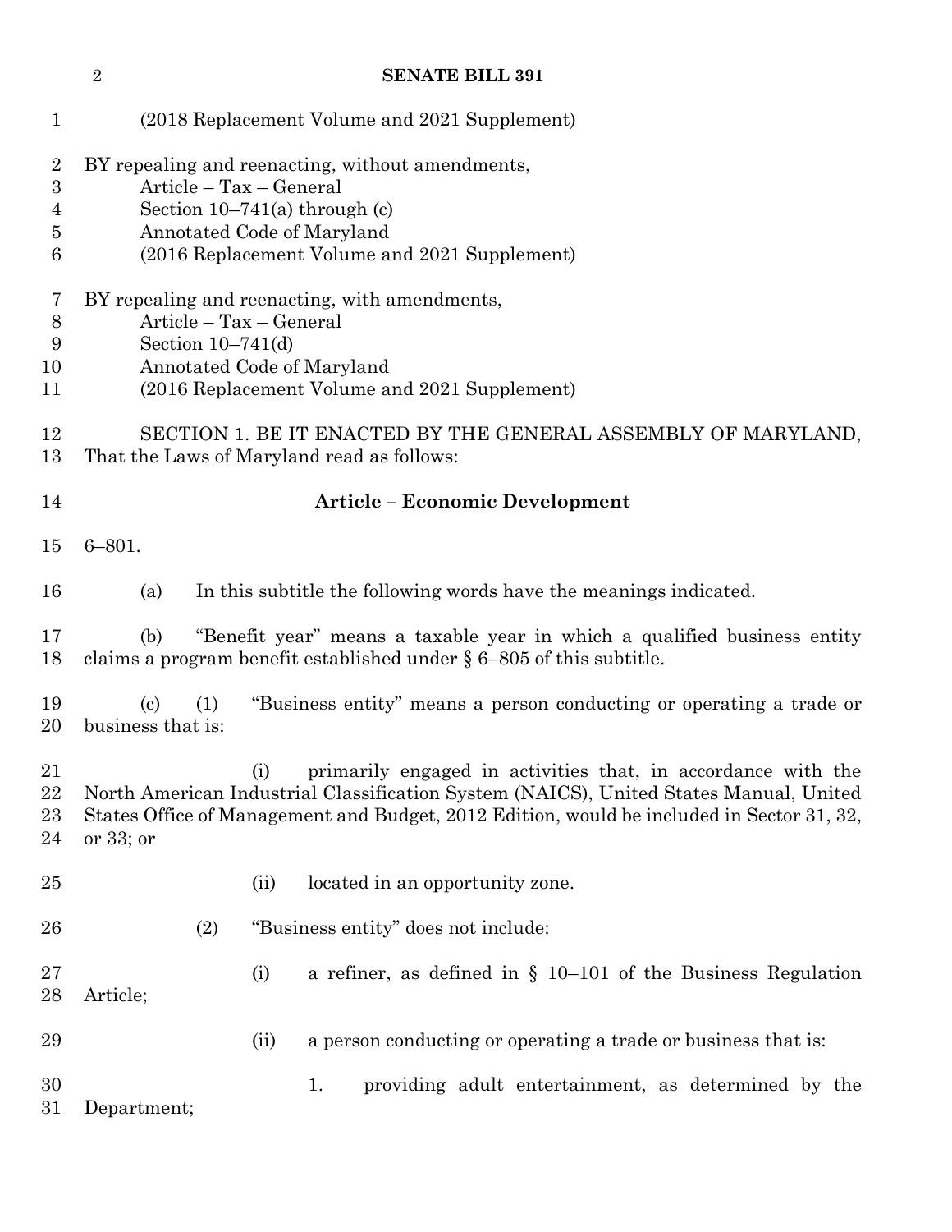(2018 Replacement Volume and 2021 Supplement)

BY repealing and reenacting, without amendments,
Article – Tax – General
Section 10–741(a) through (c)
Annotated Code of Maryland
(2016 Replacement Volume and 2021 Supplement)

BY repealing and reenacting, with amendments,
Article – Tax – General
Section 10–741(d)
Annotated Code of Maryland
(2016 Replacement Volume and 2021 Supplement)

SECTION 1. BE IT ENACTED BY THE GENERAL ASSEMBLY OF MARYLAND, That the Laws of Maryland read as follows:

**Article – Economic Development**

6–801.

(a) In this subtitle the following words have the meanings indicated.

(b) "Benefit year" means a taxable year in which a qualified business entity claims a program benefit established under § 6–805 of this subtitle.

(c) (1) "Business entity" means a person conducting or operating a trade or business that is:

(i) primarily engaged in activities that, in accordance with the North American Industrial Classification System (NAICS), United States Manual, United States Office of Management and Budget, 2012 Edition, would be included in Sector 31, 32, or 33; or

(ii) located in an opportunity zone.

(2) "Business entity" does not include:

(i) a refiner, as defined in § 10–101 of the Business Regulation Article;

(ii) a person conducting or operating a trade or business that is:

1. providing adult entertainment, as determined by the Department;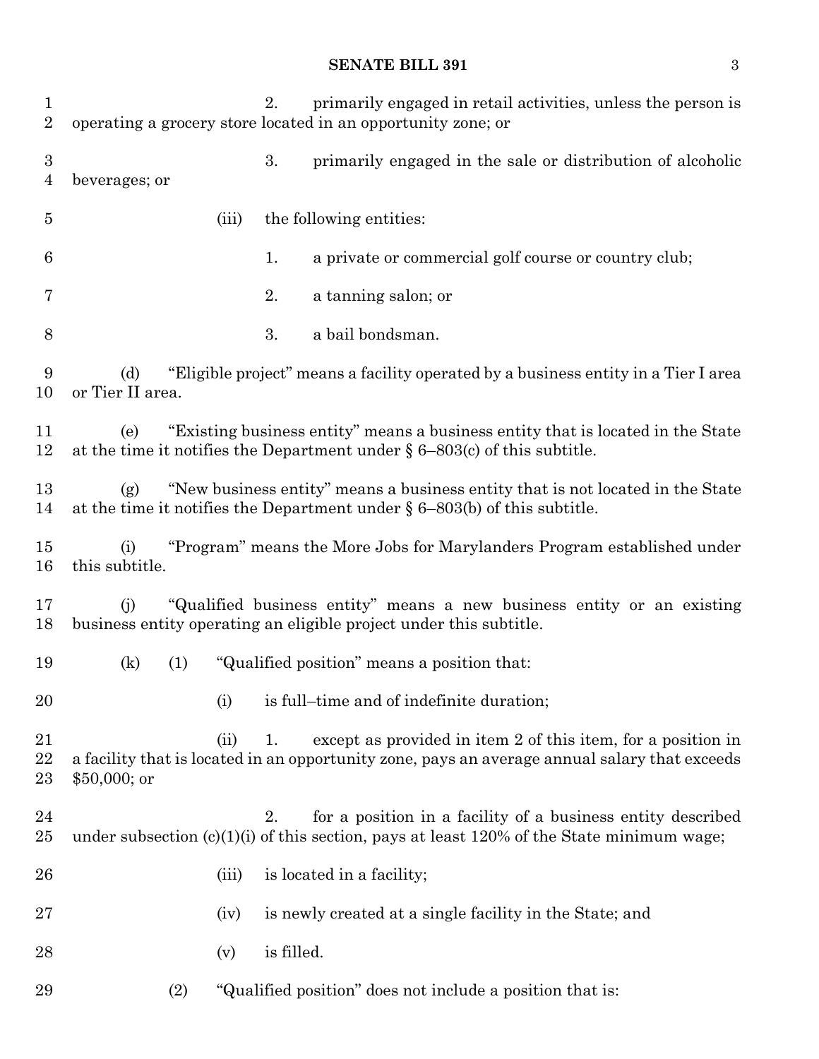2. primarily engaged in retail activities, unless the person is operating a grocery store located in an opportunity zone; or

3. primarily engaged in the sale or distribution of alcoholic beverages; or

(iii) the following entities:

1. a private or commercial golf course or country club;

2. a tanning salon; or

3. a bail bondsman.

(d) "Eligible project" means a facility operated by a business entity in a Tier I area or Tier II area.

(e) "Existing business entity" means a business entity that is located in the State at the time it notifies the Department under § 6–803(c) of this subtitle.

(g) "New business entity" means a business entity that is not located in the State at the time it notifies the Department under § 6–803(b) of this subtitle.

(i) "Program" means the More Jobs for Marylanders Program established under this subtitle.

(j) "Qualified business entity" means a new business entity or an existing business entity operating an eligible project under this subtitle.

(k) (1) "Qualified position" means a position that:

(i) is full–time and of indefinite duration;

(ii) 1. except as provided in item 2 of this item, for a position in a facility that is located in an opportunity zone, pays an average annual salary that exceeds $50,000; or

2. for a position in a facility of a business entity described under subsection (c)(1)(i) of this section, pays at least 120% of the State minimum wage;

(iii) is located in a facility;

(iv) is newly created at a single facility in the State; and

(v) is filled.

(2) "Qualified position" does not include a position that is: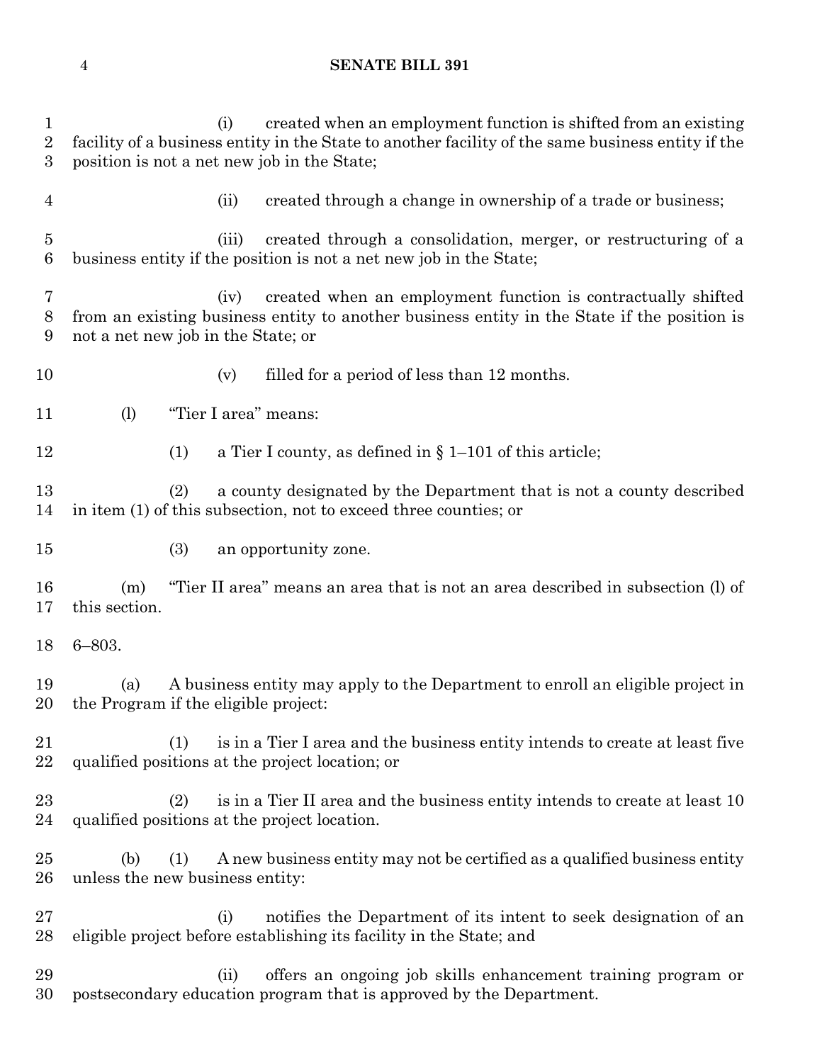(i) created when an employment function is shifted from an existing facility of a business entity in the State to another facility of the same business entity if the position is not a net new job in the State;

(ii) created through a change in ownership of a trade or business;

(iii) created through a consolidation, merger, or restructuring of a business entity if the position is not a net new job in the State;

(iv) created when an employment function is contractually shifted from an existing business entity to another business entity in the State if the position is not a net new job in the State; or

(v) filled for a period of less than 12 months.

(l) "Tier I area" means:

(1) a Tier I county, as defined in § 1–101 of this article;

(2) a county designated by the Department that is not a county described in item (1) of this subsection, not to exceed three counties; or

(3) an opportunity zone.

(m) "Tier II area" means an area that is not an area described in subsection (l) of this section.

6–803.

(a) A business entity may apply to the Department to enroll an eligible project in the Program if the eligible project:

(1) is in a Tier I area and the business entity intends to create at least five qualified positions at the project location; or

(2) is in a Tier II area and the business entity intends to create at least 10 qualified positions at the project location.

(b) (1) A new business entity may not be certified as a qualified business entity unless the new business entity:

(i) notifies the Department of its intent to seek designation of an eligible project before establishing its facility in the State; and

(ii) offers an ongoing job skills enhancement training program or postsecondary education program that is approved by the Department.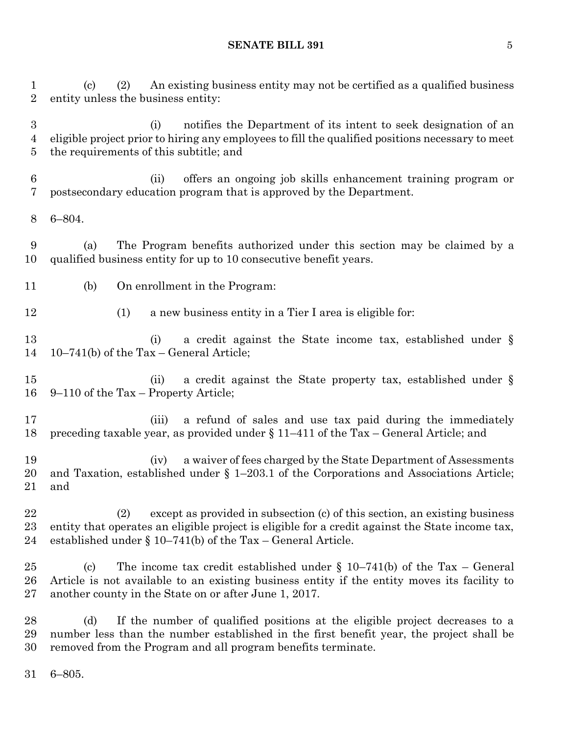(c) (2) An existing business entity may not be certified as a qualified business entity unless the business entity:

(i) notifies the Department of its intent to seek designation of an eligible project prior to hiring any employees to fill the qualified positions necessary to meet the requirements of this subtitle; and

(ii) offers an ongoing job skills enhancement training program or postsecondary education program that is approved by the Department.

6–804.

(a) The Program benefits authorized under this section may be claimed by a qualified business entity for up to 10 consecutive benefit years.

(b) On enrollment in the Program:

(1) a new business entity in a Tier I area is eligible for:

(i) a credit against the State income tax, established under § 10–741(b) of the Tax – General Article;

(ii) a credit against the State property tax, established under § 9–110 of the Tax – Property Article;

(iii) a refund of sales and use tax paid during the immediately preceding taxable year, as provided under § 11–411 of the Tax – General Article; and

(iv) a waiver of fees charged by the State Department of Assessments and Taxation, established under § 1–203.1 of the Corporations and Associations Article; and

(2) except as provided in subsection (c) of this section, an existing business entity that operates an eligible project is eligible for a credit against the State income tax, established under § 10–741(b) of the Tax – General Article.

(c) The income tax credit established under § 10–741(b) of the Tax – General Article is not available to an existing business entity if the entity moves its facility to another county in the State on or after June 1, 2017.

(d) If the number of qualified positions at the eligible project decreases to a number less than the number established in the first benefit year, the project shall be removed from the Program and all program benefits terminate.

6–805.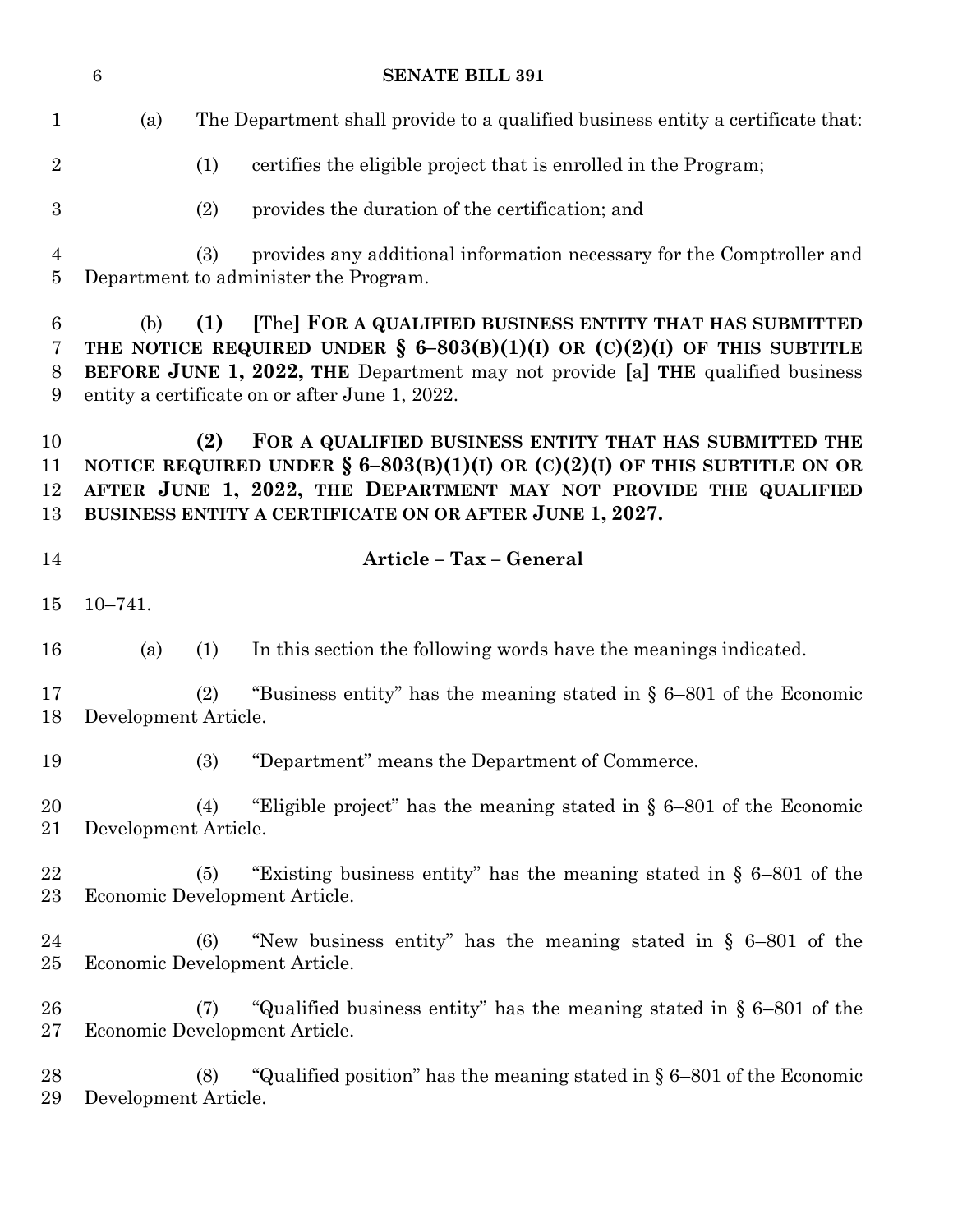(a) The Department shall provide to a qualified business entity a certificate that:

(1) certifies the eligible project that is enrolled in the Program;

(2) provides the duration of the certification; and

(3) provides any additional information necessary for the Comptroller and Department to administer the Program.

(b) **(1)** [The] **FOR A QUALIFIED BUSINESS ENTITY THAT HAS SUBMITTED THE NOTICE REQUIRED UNDER § 6–803(B)(1)(I) OR (C)(2)(I) OF THIS SUBTITLE BEFORE JUNE 1, 2022, THE** Department may not provide [a] **THE** qualified business entity a certificate on or after June 1, 2022.

**(2) FOR A QUALIFIED BUSINESS ENTITY THAT HAS SUBMITTED THE NOTICE REQUIRED UNDER § 6–803(B)(1)(I) OR (C)(2)(I) OF THIS SUBTITLE ON OR AFTER JUNE 1, 2022, THE DEPARTMENT MAY NOT PROVIDE THE QUALIFIED BUSINESS ENTITY A CERTIFICATE ON OR AFTER JUNE 1, 2027.**

## Article – Tax – General

10–741.

(a) (1) In this section the following words have the meanings indicated.

(2) "Business entity" has the meaning stated in § 6–801 of the Economic Development Article.

(3) "Department" means the Department of Commerce.

(4) "Eligible project" has the meaning stated in § 6–801 of the Economic Development Article.

(5) "Existing business entity" has the meaning stated in § 6–801 of the Economic Development Article.

(6) "New business entity" has the meaning stated in § 6–801 of the Economic Development Article.

(7) "Qualified business entity" has the meaning stated in § 6–801 of the Economic Development Article.

(8) "Qualified position" has the meaning stated in § 6–801 of the Economic Development Article.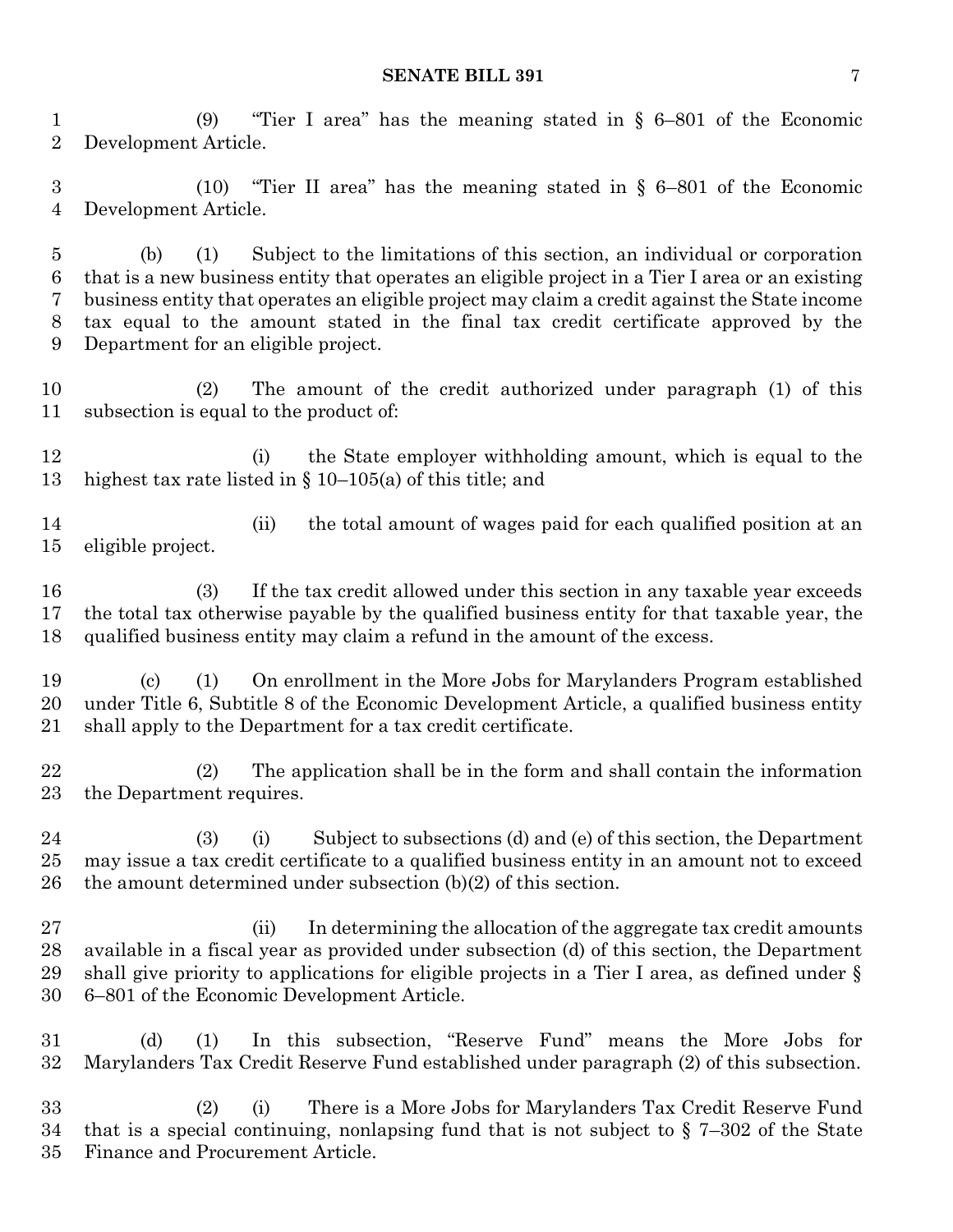(9) "Tier I area" has the meaning stated in § 6–801 of the Economic Development Article.

(10) "Tier II area" has the meaning stated in § 6–801 of the Economic Development Article.

(b) (1) Subject to the limitations of this section, an individual or corporation that is a new business entity that operates an eligible project in a Tier I area or an existing business entity that operates an eligible project may claim a credit against the State income tax equal to the amount stated in the final tax credit certificate approved by the Department for an eligible project.

(2) The amount of the credit authorized under paragraph (1) of this subsection is equal to the product of:

(i) the State employer withholding amount, which is equal to the highest tax rate listed in § 10–105(a) of this title; and

(ii) the total amount of wages paid for each qualified position at an eligible project.

(3) If the tax credit allowed under this section in any taxable year exceeds the total tax otherwise payable by the qualified business entity for that taxable year, the qualified business entity may claim a refund in the amount of the excess.

(c) (1) On enrollment in the More Jobs for Marylanders Program established under Title 6, Subtitle 8 of the Economic Development Article, a qualified business entity shall apply to the Department for a tax credit certificate.

(2) The application shall be in the form and shall contain the information the Department requires.

(3) (i) Subject to subsections (d) and (e) of this section, the Department may issue a tax credit certificate to a qualified business entity in an amount not to exceed the amount determined under subsection (b)(2) of this section.

(ii) In determining the allocation of the aggregate tax credit amounts available in a fiscal year as provided under subsection (d) of this section, the Department shall give priority to applications for eligible projects in a Tier I area, as defined under § 6–801 of the Economic Development Article.

(d) (1) In this subsection, "Reserve Fund" means the More Jobs for Marylanders Tax Credit Reserve Fund established under paragraph (2) of this subsection.

(2) (i) There is a More Jobs for Marylanders Tax Credit Reserve Fund that is a special continuing, nonlapsing fund that is not subject to § 7–302 of the State Finance and Procurement Article.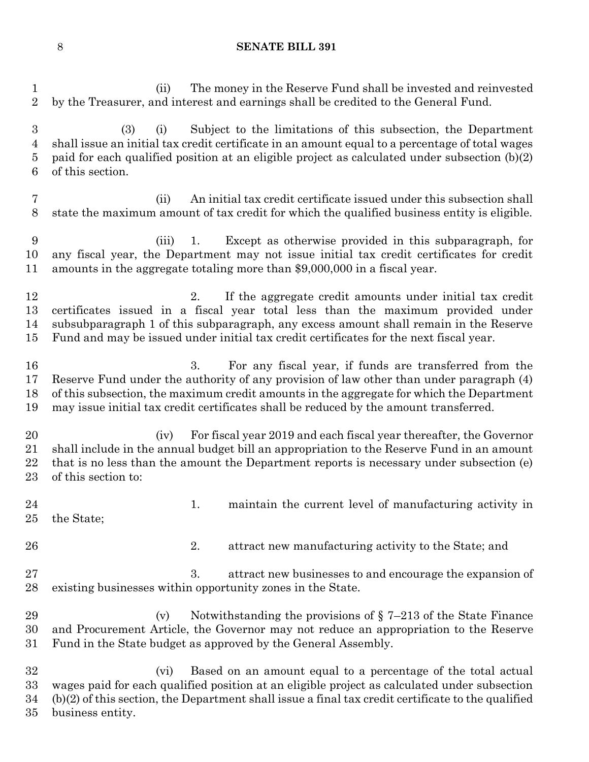(ii) The money in the Reserve Fund shall be invested and reinvested by the Treasurer, and interest and earnings shall be credited to the General Fund.

(3) (i) Subject to the limitations of this subsection, the Department shall issue an initial tax credit certificate in an amount equal to a percentage of total wages paid for each qualified position at an eligible project as calculated under subsection (b)(2) of this section.

(ii) An initial tax credit certificate issued under this subsection shall state the maximum amount of tax credit for which the qualified business entity is eligible.

(iii) 1. Except as otherwise provided in this subparagraph, for any fiscal year, the Department may not issue initial tax credit certificates for credit amounts in the aggregate totaling more than $9,000,000 in a fiscal year.

2. If the aggregate credit amounts under initial tax credit certificates issued in a fiscal year total less than the maximum provided under subsubparagraph 1 of this subparagraph, any excess amount shall remain in the Reserve Fund and may be issued under initial tax credit certificates for the next fiscal year.

3. For any fiscal year, if funds are transferred from the Reserve Fund under the authority of any provision of law other than under paragraph (4) of this subsection, the maximum credit amounts in the aggregate for which the Department may issue initial tax credit certificates shall be reduced by the amount transferred.

(iv) For fiscal year 2019 and each fiscal year thereafter, the Governor shall include in the annual budget bill an appropriation to the Reserve Fund in an amount that is no less than the amount the Department reports is necessary under subsection (e) of this section to:

1. maintain the current level of manufacturing activity in the State;

2. attract new manufacturing activity to the State; and

3. attract new businesses to and encourage the expansion of existing businesses within opportunity zones in the State.

(v) Notwithstanding the provisions of § 7–213 of the State Finance and Procurement Article, the Governor may not reduce an appropriation to the Reserve Fund in the State budget as approved by the General Assembly.

(vi) Based on an amount equal to a percentage of the total actual wages paid for each qualified position at an eligible project as calculated under subsection (b)(2) of this section, the Department shall issue a final tax credit certificate to the qualified business entity.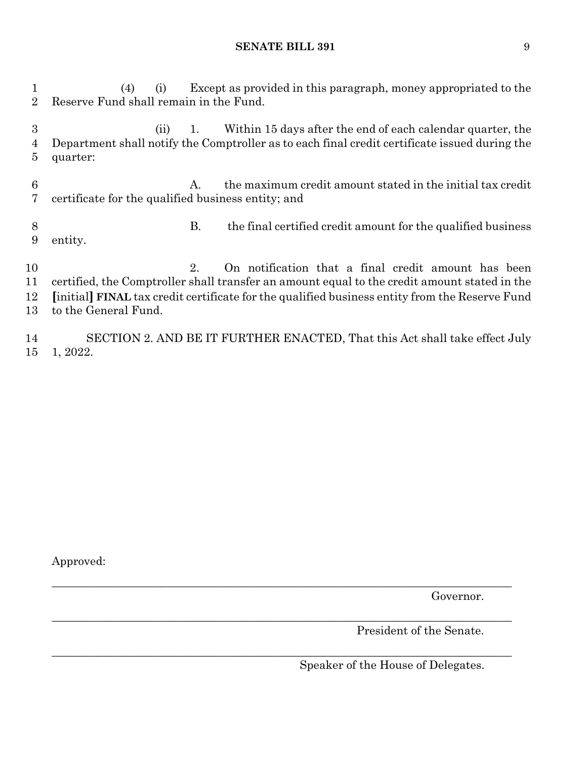(4) (i) Except as provided in this paragraph, money appropriated to the Reserve Fund shall remain in the Fund.

(ii) 1. Within 15 days after the end of each calendar quarter, the Department shall notify the Comptroller as to each final credit certificate issued during the quarter:

A. the maximum credit amount stated in the initial tax credit certificate for the qualified business entity; and

B. the final certified credit amount for the qualified business entity.

2. On notification that a final credit amount has been certified, the Comptroller shall transfer an amount equal to the credit amount stated in the **[**initial**]** **FINAL** tax credit certificate for the qualified business entity from the Reserve Fund to the General Fund.

SECTION 2. AND BE IT FURTHER ENACTED, That this Act shall take effect July 1, 2022.

Approved:

\_\_\_\_\_\_\_\_\_\_\_\_\_\_\_\_\_\_\_\_\_\_\_\_\_\_\_\_\_\_\_\_\_\_\_\_\_\_\_\_\_\_\_\_\_\_\_\_\_\_\_\_\_\_\_\_\_\_\_\_\_\_\_\_\_\_\_\_\_\_\_\_

Governor.

\_\_\_\_\_\_\_\_\_\_\_\_\_\_\_\_\_\_\_\_\_\_\_\_\_\_\_\_\_\_\_\_\_\_\_\_\_\_\_\_\_\_\_\_\_\_\_\_\_\_\_\_\_\_\_\_\_\_\_\_\_\_\_\_\_\_\_\_\_\_\_\_

President of the Senate.

\_\_\_\_\_\_\_\_\_\_\_\_\_\_\_\_\_\_\_\_\_\_\_\_\_\_\_\_\_\_\_\_\_\_\_\_\_\_\_\_\_\_\_\_\_\_\_\_\_\_\_\_\_\_\_\_\_\_\_\_\_\_\_\_\_\_\_\_\_\_\_\_

Speaker of the House of Delegates.